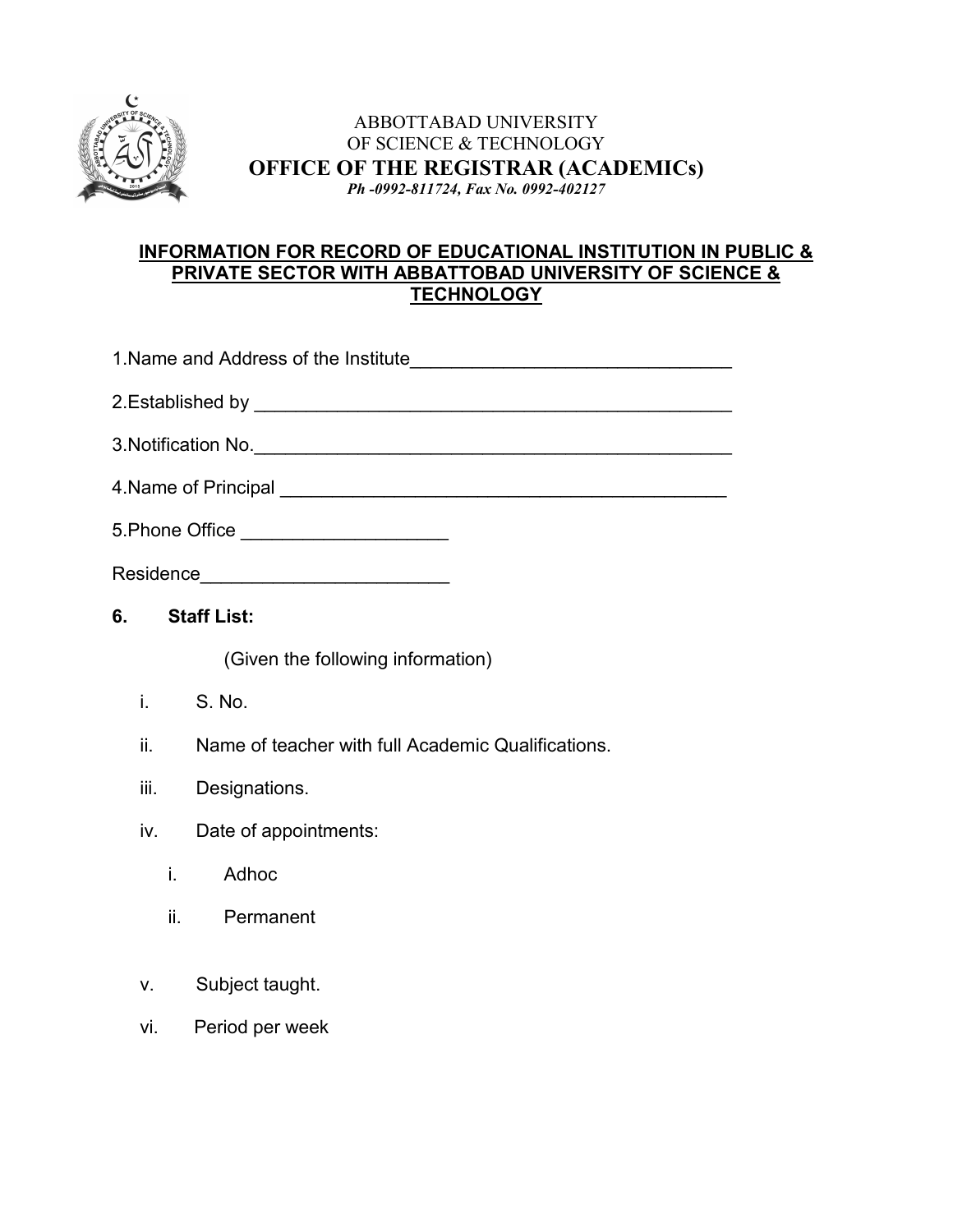ABBOTTABAD UNIVERSITY
OF SCIENCE & TECHNOLOGY

# OFFICE OF THE REGISTRAR (ACADEMICs)

*Ph -0992-811724, Fax No. 0992-402127*

## INFORMATION FOR RECORD OF EDUCATIONAL INSTITUTION IN PUBLIC & PRIVATE SECTOR WITH ABBATTOBAD UNIVERSITY OF SCIENCE & TECHNOLOGY

1.Name and Address of the Institute_______________________________

2.Established by _______________________________________________

3.Notification No._______________________________________________

4.Name of Principal _____________________________________________

5.Phone Office ___________________

Residence_______________________

**6. Staff List:**

(Given the following information)

i. S. No.

ii. Name of teacher with full Academic Qualifications.

iii. Designations.

iv. Date of appointments:

   i. Adhoc

   ii. Permanent

v. Subject taught.

vi. Period per week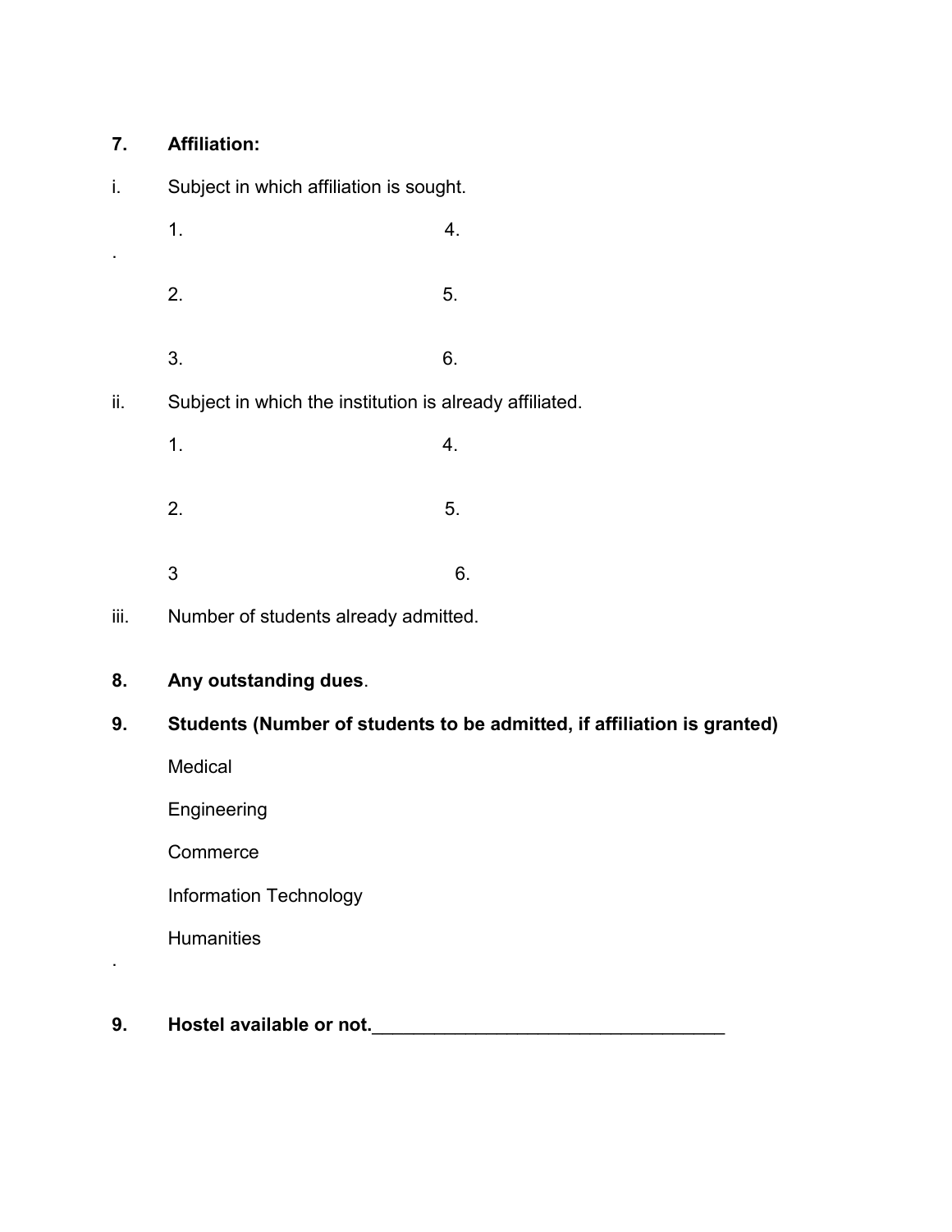**7. Affiliation:**

i. Subject in which affiliation is sought.

1. 4.

2. 5.

3. 6.

ii. Subject in which the institution is already affiliated.

1. 4.

2. 5.

3 6.

iii. Number of students already admitted.

**8. Any outstanding dues**.

**9. Students (Number of students to be admitted, if affiliation is granted)**

Medical

Engineering

Commerce

Information Technology

Humanities

**9. Hostel available or not.**__________________________________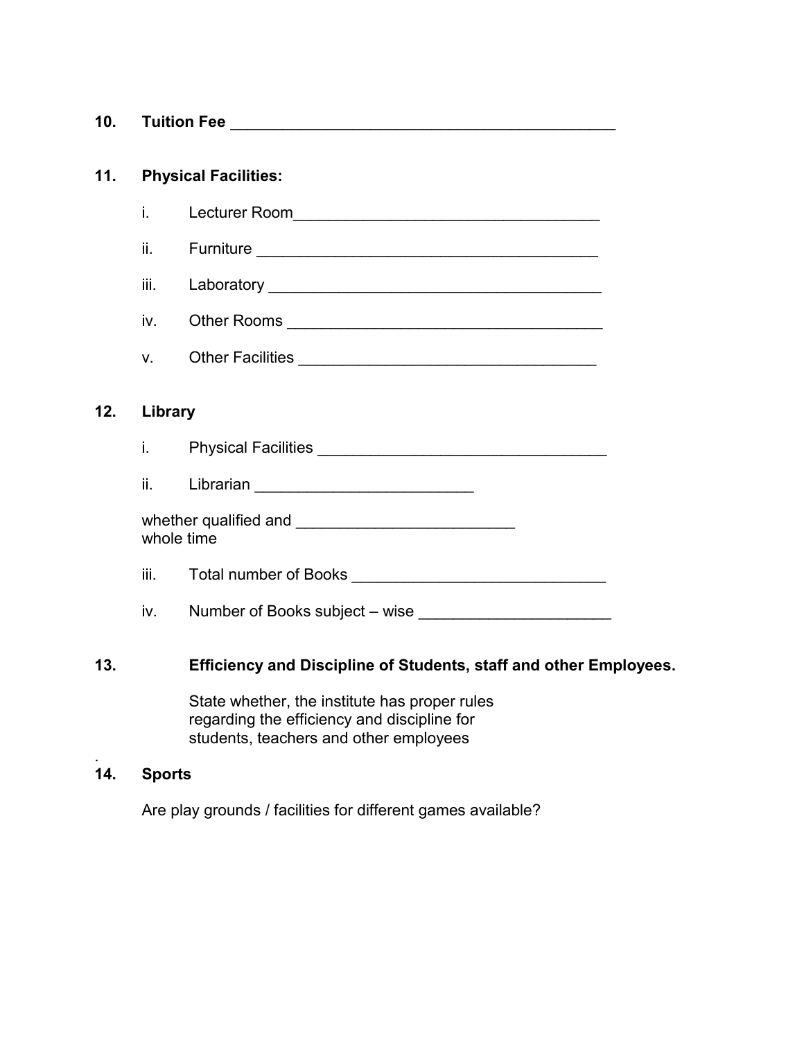**10. Tuition Fee** _____________________________________________

**11. Physical Facilities:**

i. Lecturer Room___________________________________

ii. Furniture ________________________________________

iii. Laboratory _______________________________________

iv. Other Rooms ____________________________________

v. Other Facilities __________________________________

**12. Library**

i. Physical Facilities _________________________________

ii. Librarian _________________________

whether qualified and _________________________
whole time

iii. Total number of Books _____________________________

iv. Number of Books subject – wise ______________________

**13. Efficiency and Discipline of Students, staff and other Employees.**

State whether, the institute has proper rules regarding the efficiency and discipline for students, teachers and other employees

.

**14. Sports**

Are play grounds / facilities for different games available?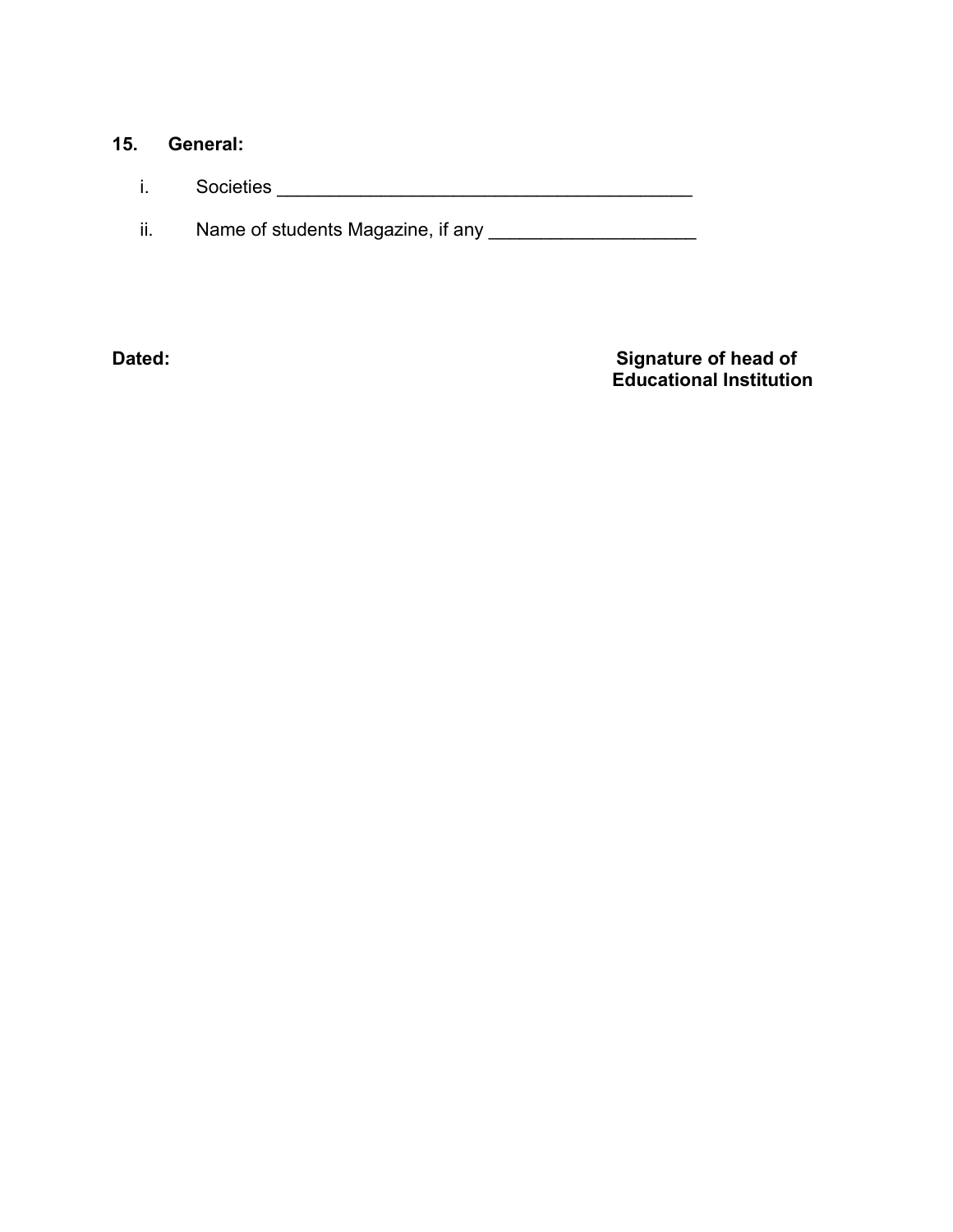**15. General:**

i. Societies ________________________________________

ii. Name of students Magazine, if any ____________________

**Dated:** **Signature of head of Educational Institution**